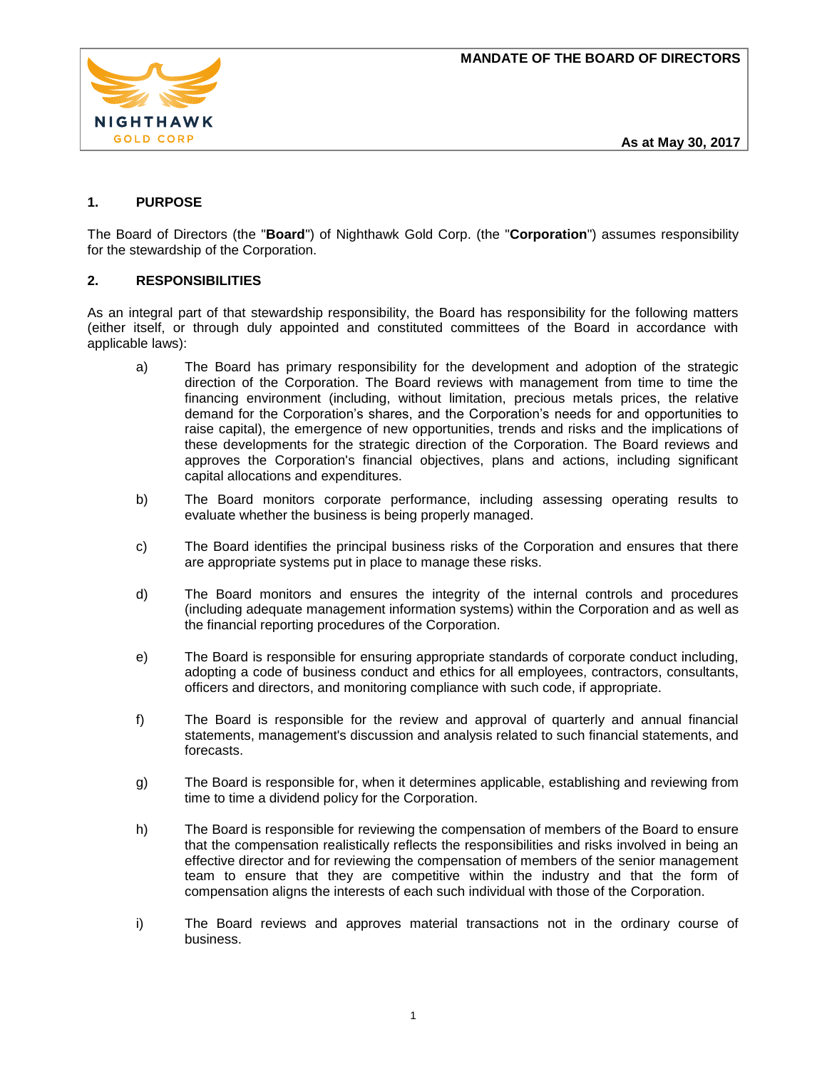**MANDATE OF THE BOARD OF DIRECTORS**

NIGHTHAWK GOLD CORP

**As at May 30, 2017**

## 1. PURPOSE

The Board of Directors (the "**Board**") of Nighthawk Gold Corp. (the "**Corporation**") assumes responsibility for the stewardship of the Corporation.

## 2. RESPONSIBILITIES

As an integral part of that stewardship responsibility, the Board has responsibility for the following matters (either itself, or through duly appointed and constituted committees of the Board in accordance with applicable laws):

a) The Board has primary responsibility for the development and adoption of the strategic direction of the Corporation. The Board reviews with management from time to time the financing environment (including, without limitation, precious metals prices, the relative demand for the Corporation's shares, and the Corporation's needs for and opportunities to raise capital), the emergence of new opportunities, trends and risks and the implications of these developments for the strategic direction of the Corporation. The Board reviews and approves the Corporation's financial objectives, plans and actions, including significant capital allocations and expenditures.

b) The Board monitors corporate performance, including assessing operating results to evaluate whether the business is being properly managed.

c) The Board identifies the principal business risks of the Corporation and ensures that there are appropriate systems put in place to manage these risks.

d) The Board monitors and ensures the integrity of the internal controls and procedures (including adequate management information systems) within the Corporation and as well as the financial reporting procedures of the Corporation.

e) The Board is responsible for ensuring appropriate standards of corporate conduct including, adopting a code of business conduct and ethics for all employees, contractors, consultants, officers and directors, and monitoring compliance with such code, if appropriate.

f) The Board is responsible for the review and approval of quarterly and annual financial statements, management's discussion and analysis related to such financial statements, and forecasts.

g) The Board is responsible for, when it determines applicable, establishing and reviewing from time to time a dividend policy for the Corporation.

h) The Board is responsible for reviewing the compensation of members of the Board to ensure that the compensation realistically reflects the responsibilities and risks involved in being an effective director and for reviewing the compensation of members of the senior management team to ensure that they are competitive within the industry and that the form of compensation aligns the interests of each such individual with those of the Corporation.

i) The Board reviews and approves material transactions not in the ordinary course of business.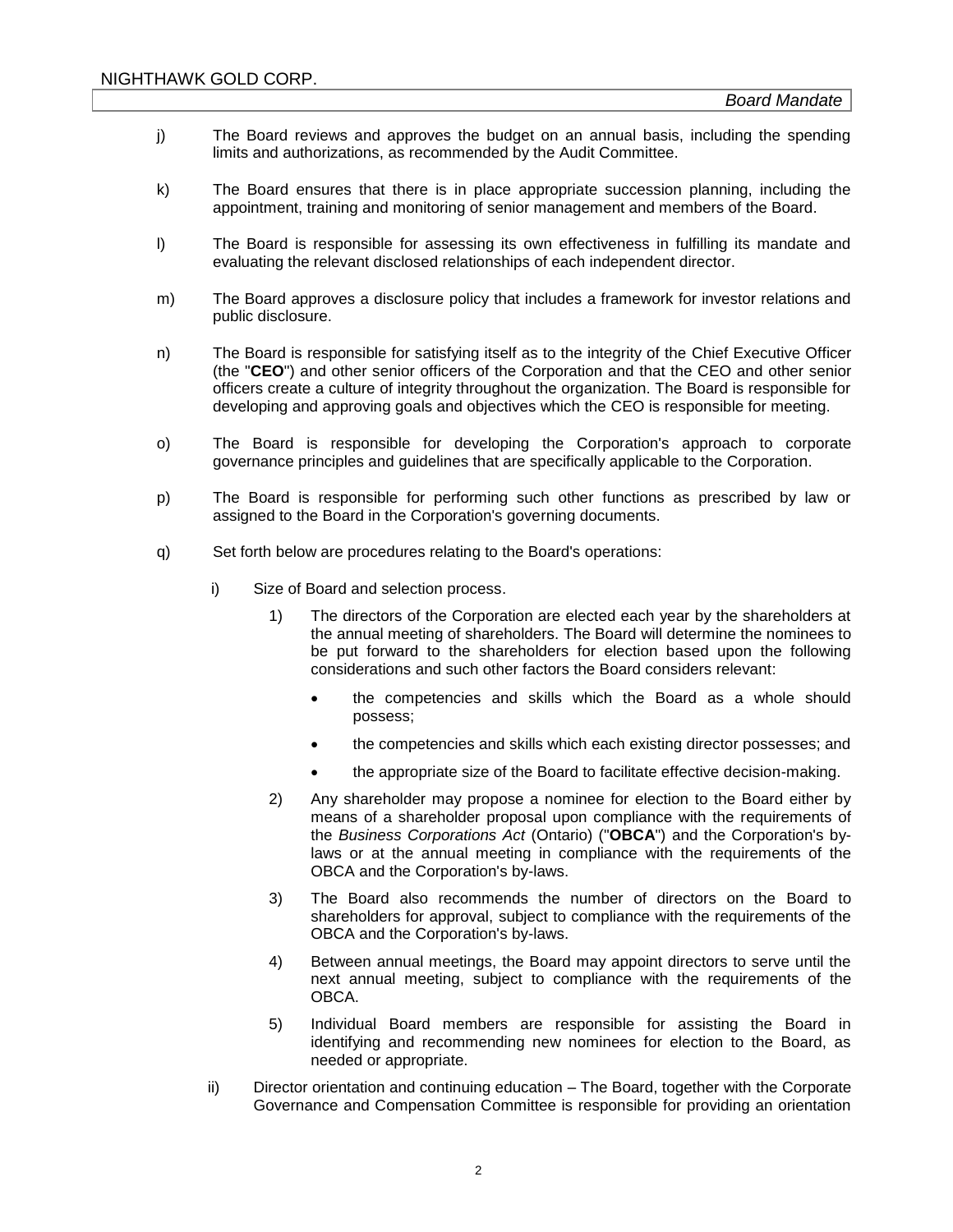j) The Board reviews and approves the budget on an annual basis, including the spending limits and authorizations, as recommended by the Audit Committee.

k) The Board ensures that there is in place appropriate succession planning, including the appointment, training and monitoring of senior management and members of the Board.

l) The Board is responsible for assessing its own effectiveness in fulfilling its mandate and evaluating the relevant disclosed relationships of each independent director.

m) The Board approves a disclosure policy that includes a framework for investor relations and public disclosure.

n) The Board is responsible for satisfying itself as to the integrity of the Chief Executive Officer (the "**CEO**") and other senior officers of the Corporation and that the CEO and other senior officers create a culture of integrity throughout the organization. The Board is responsible for developing and approving goals and objectives which the CEO is responsible for meeting.

o) The Board is responsible for developing the Corporation's approach to corporate governance principles and guidelines that are specifically applicable to the Corporation.

p) The Board is responsible for performing such other functions as prescribed by law or assigned to the Board in the Corporation's governing documents.

q) Set forth below are procedures relating to the Board's operations:

   i) Size of Board and selection process.

      1) The directors of the Corporation are elected each year by the shareholders at the annual meeting of shareholders. The Board will determine the nominees to be put forward to the shareholders for election based upon the following considerations and such other factors the Board considers relevant:

         - the competencies and skills which the Board as a whole should possess;
         - the competencies and skills which each existing director possesses; and
         - the appropriate size of the Board to facilitate effective decision-making.

      2) Any shareholder may propose a nominee for election to the Board either by means of a shareholder proposal upon compliance with the requirements of the *Business Corporations Act* (Ontario) ("**OBCA**") and the Corporation's by-laws or at the annual meeting in compliance with the requirements of the OBCA and the Corporation's by-laws.

      3) The Board also recommends the number of directors on the Board to shareholders for approval, subject to compliance with the requirements of the OBCA and the Corporation's by-laws.

      4) Between annual meetings, the Board may appoint directors to serve until the next annual meeting, subject to compliance with the requirements of the OBCA.

      5) Individual Board members are responsible for assisting the Board in identifying and recommending new nominees for election to the Board, as needed or appropriate.

   ii) Director orientation and continuing education – The Board, together with the Corporate Governance and Compensation Committee is responsible for providing an orientation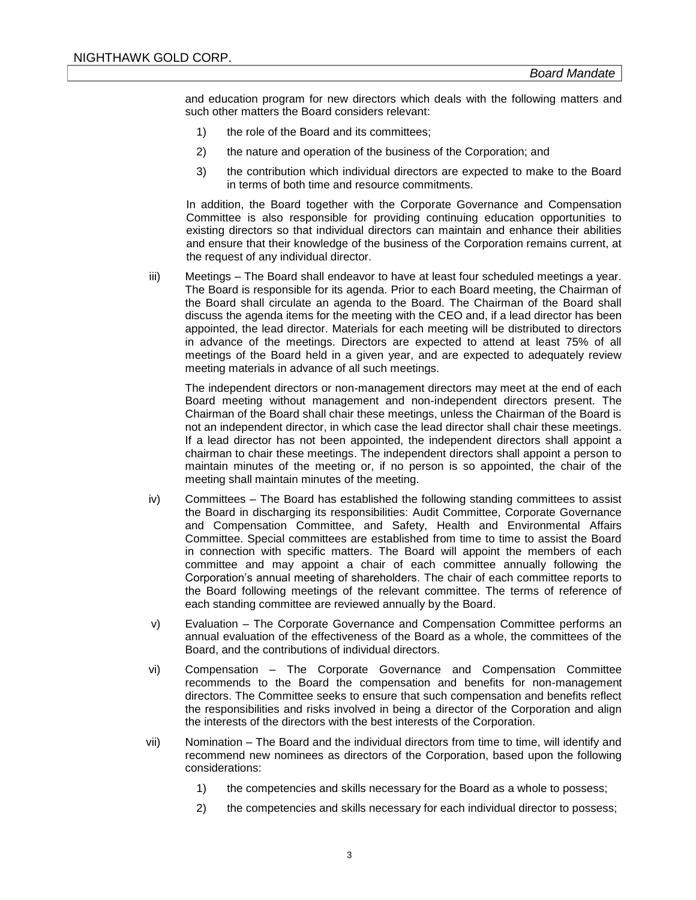and education program for new directors which deals with the following matters and such other matters the Board considers relevant:

1) the role of the Board and its committees;

2) the nature and operation of the business of the Corporation; and

3) the contribution which individual directors are expected to make to the Board in terms of both time and resource commitments.

In addition, the Board together with the Corporate Governance and Compensation Committee is also responsible for providing continuing education opportunities to existing directors so that individual directors can maintain and enhance their abilities and ensure that their knowledge of the business of the Corporation remains current, at the request of any individual director.

iii) Meetings – The Board shall endeavor to have at least four scheduled meetings a year. The Board is responsible for its agenda. Prior to each Board meeting, the Chairman of the Board shall circulate an agenda to the Board. The Chairman of the Board shall discuss the agenda items for the meeting with the CEO and, if a lead director has been appointed, the lead director. Materials for each meeting will be distributed to directors in advance of the meetings. Directors are expected to attend at least 75% of all meetings of the Board held in a given year, and are expected to adequately review meeting materials in advance of all such meetings.

The independent directors or non-management directors may meet at the end of each Board meeting without management and non-independent directors present. The Chairman of the Board shall chair these meetings, unless the Chairman of the Board is not an independent director, in which case the lead director shall chair these meetings. If a lead director has not been appointed, the independent directors shall appoint a chairman to chair these meetings. The independent directors shall appoint a person to maintain minutes of the meeting or, if no person is so appointed, the chair of the meeting shall maintain minutes of the meeting.

iv) Committees – The Board has established the following standing committees to assist the Board in discharging its responsibilities: Audit Committee, Corporate Governance and Compensation Committee, and Safety, Health and Environmental Affairs Committee. Special committees are established from time to time to assist the Board in connection with specific matters. The Board will appoint the members of each committee and may appoint a chair of each committee annually following the Corporation's annual meeting of shareholders. The chair of each committee reports to the Board following meetings of the relevant committee. The terms of reference of each standing committee are reviewed annually by the Board.

v) Evaluation – The Corporate Governance and Compensation Committee performs an annual evaluation of the effectiveness of the Board as a whole, the committees of the Board, and the contributions of individual directors.

vi) Compensation – The Corporate Governance and Compensation Committee recommends to the Board the compensation and benefits for non-management directors. The Committee seeks to ensure that such compensation and benefits reflect the responsibilities and risks involved in being a director of the Corporation and align the interests of the directors with the best interests of the Corporation.

vii) Nomination – The Board and the individual directors from time to time, will identify and recommend new nominees as directors of the Corporation, based upon the following considerations:

1) the competencies and skills necessary for the Board as a whole to possess;

2) the competencies and skills necessary for each individual director to possess;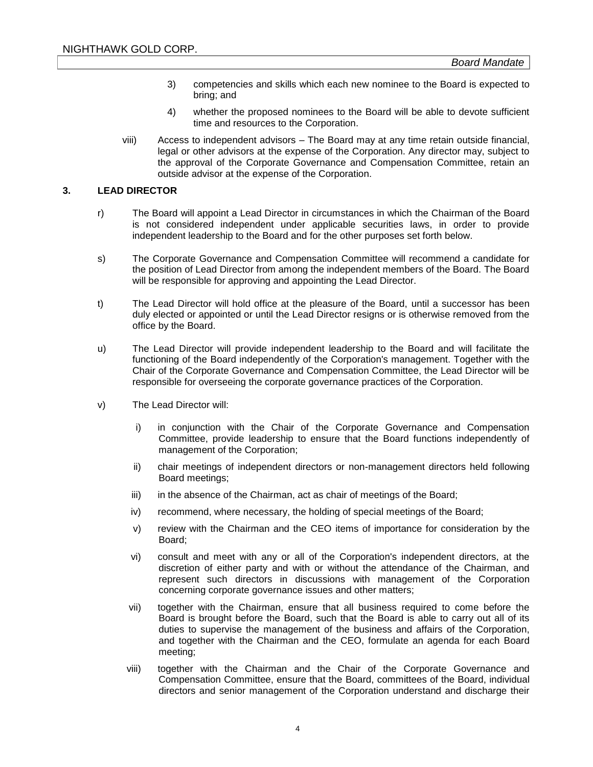3) competencies and skills which each new nominee to the Board is expected to bring; and

4) whether the proposed nominees to the Board will be able to devote sufficient time and resources to the Corporation.

viii) Access to independent advisors – The Board may at any time retain outside financial, legal or other advisors at the expense of the Corporation. Any director may, subject to the approval of the Corporate Governance and Compensation Committee, retain an outside advisor at the expense of the Corporation.

## 3. LEAD DIRECTOR

r) The Board will appoint a Lead Director in circumstances in which the Chairman of the Board is not considered independent under applicable securities laws, in order to provide independent leadership to the Board and for the other purposes set forth below.

s) The Corporate Governance and Compensation Committee will recommend a candidate for the position of Lead Director from among the independent members of the Board. The Board will be responsible for approving and appointing the Lead Director.

t) The Lead Director will hold office at the pleasure of the Board, until a successor has been duly elected or appointed or until the Lead Director resigns or is otherwise removed from the office by the Board.

u) The Lead Director will provide independent leadership to the Board and will facilitate the functioning of the Board independently of the Corporation's management. Together with the Chair of the Corporate Governance and Compensation Committee, the Lead Director will be responsible for overseeing the corporate governance practices of the Corporation.

v) The Lead Director will:

i) in conjunction with the Chair of the Corporate Governance and Compensation Committee, provide leadership to ensure that the Board functions independently of management of the Corporation;

ii) chair meetings of independent directors or non-management directors held following Board meetings;

iii) in the absence of the Chairman, act as chair of meetings of the Board;

iv) recommend, where necessary, the holding of special meetings of the Board;

v) review with the Chairman and the CEO items of importance for consideration by the Board;

vi) consult and meet with any or all of the Corporation's independent directors, at the discretion of either party and with or without the attendance of the Chairman, and represent such directors in discussions with management of the Corporation concerning corporate governance issues and other matters;

vii) together with the Chairman, ensure that all business required to come before the Board is brought before the Board, such that the Board is able to carry out all of its duties to supervise the management of the business and affairs of the Corporation, and together with the Chairman and the CEO, formulate an agenda for each Board meeting;

viii) together with the Chairman and the Chair of the Corporate Governance and Compensation Committee, ensure that the Board, committees of the Board, individual directors and senior management of the Corporation understand and discharge their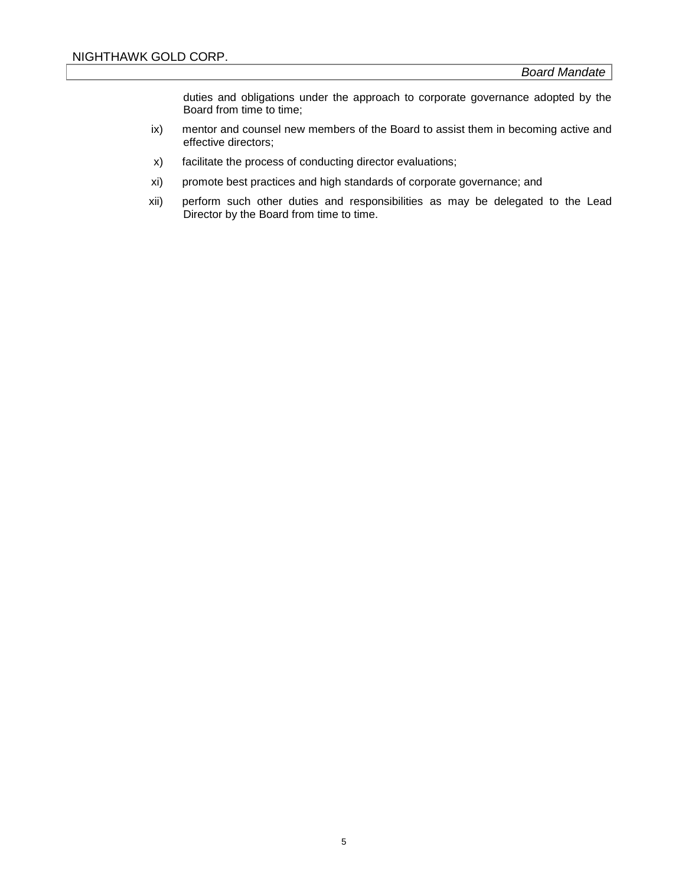duties and obligations under the approach to corporate governance adopted by the Board from time to time;

ix) mentor and counsel new members of the Board to assist them in becoming active and effective directors;

x) facilitate the process of conducting director evaluations;

xi) promote best practices and high standards of corporate governance; and

xii) perform such other duties and responsibilities as may be delegated to the Lead Director by the Board from time to time.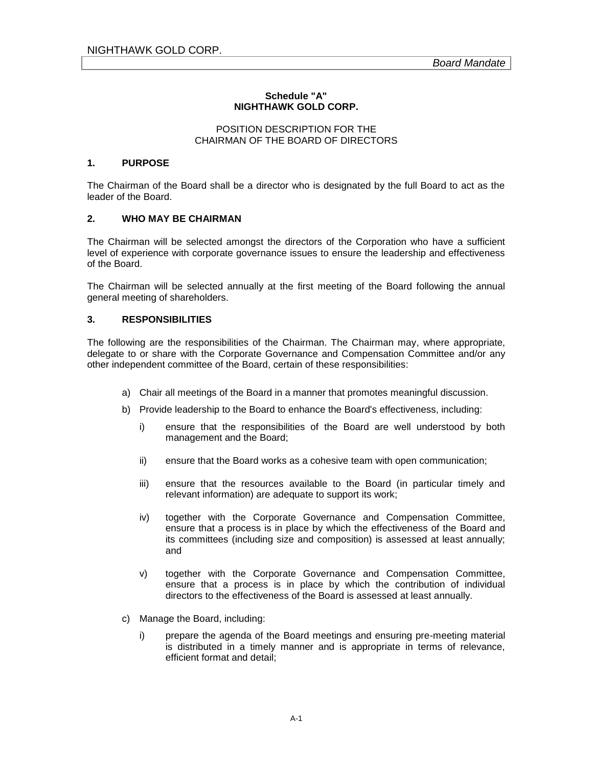**Schedule "A"**
**NIGHTHAWK GOLD CORP.**

POSITION DESCRIPTION FOR THE
CHAIRMAN OF THE BOARD OF DIRECTORS

## 1. PURPOSE

The Chairman of the Board shall be a director who is designated by the full Board to act as the leader of the Board.

## 2. WHO MAY BE CHAIRMAN

The Chairman will be selected amongst the directors of the Corporation who have a sufficient level of experience with corporate governance issues to ensure the leadership and effectiveness of the Board.

The Chairman will be selected annually at the first meeting of the Board following the annual general meeting of shareholders.

## 3. RESPONSIBILITIES

The following are the responsibilities of the Chairman. The Chairman may, where appropriate, delegate to or share with the Corporate Governance and Compensation Committee and/or any other independent committee of the Board, certain of these responsibilities:

a) Chair all meetings of the Board in a manner that promotes meaningful discussion.

b) Provide leadership to the Board to enhance the Board's effectiveness, including:

   i) ensure that the responsibilities of the Board are well understood by both management and the Board;

   ii) ensure that the Board works as a cohesive team with open communication;

   iii) ensure that the resources available to the Board (in particular timely and relevant information) are adequate to support its work;

   iv) together with the Corporate Governance and Compensation Committee, ensure that a process is in place by which the effectiveness of the Board and its committees (including size and composition) is assessed at least annually; and

   v) together with the Corporate Governance and Compensation Committee, ensure that a process is in place by which the contribution of individual directors to the effectiveness of the Board is assessed at least annually.

c) Manage the Board, including:

   i) prepare the agenda of the Board meetings and ensuring pre-meeting material is distributed in a timely manner and is appropriate in terms of relevance, efficient format and detail;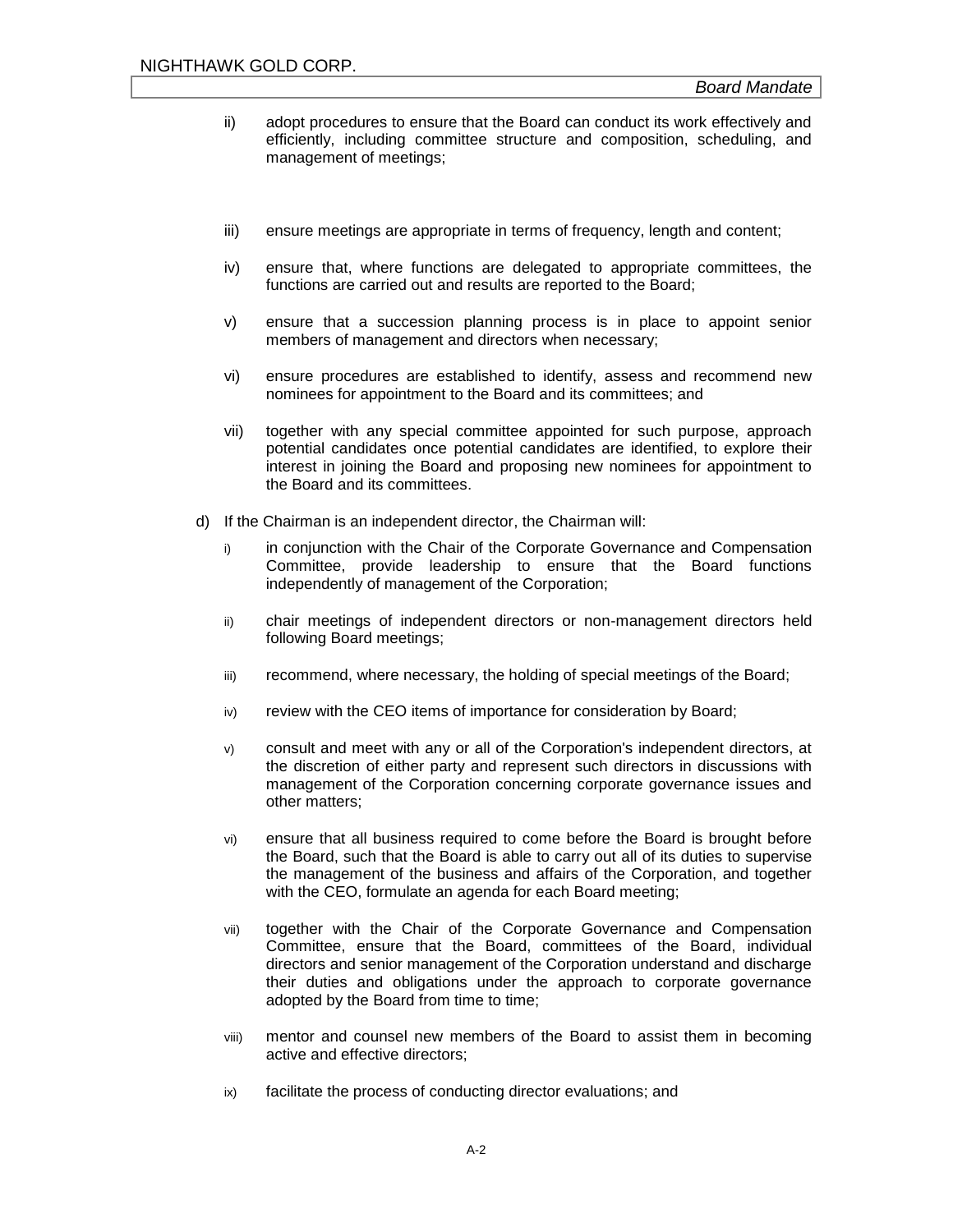ii) adopt procedures to ensure that the Board can conduct its work effectively and efficiently, including committee structure and composition, scheduling, and management of meetings;

iii) ensure meetings are appropriate in terms of frequency, length and content;

iv) ensure that, where functions are delegated to appropriate committees, the functions are carried out and results are reported to the Board;

v) ensure that a succession planning process is in place to appoint senior members of management and directors when necessary;

vi) ensure procedures are established to identify, assess and recommend new nominees for appointment to the Board and its committees; and

vii) together with any special committee appointed for such purpose, approach potential candidates once potential candidates are identified, to explore their interest in joining the Board and proposing new nominees for appointment to the Board and its committees.

d) If the Chairman is an independent director, the Chairman will:

i) in conjunction with the Chair of the Corporate Governance and Compensation Committee, provide leadership to ensure that the Board functions independently of management of the Corporation;

ii) chair meetings of independent directors or non-management directors held following Board meetings;

iii) recommend, where necessary, the holding of special meetings of the Board;

iv) review with the CEO items of importance for consideration by Board;

v) consult and meet with any or all of the Corporation's independent directors, at the discretion of either party and represent such directors in discussions with management of the Corporation concerning corporate governance issues and other matters;

vi) ensure that all business required to come before the Board is brought before the Board, such that the Board is able to carry out all of its duties to supervise the management of the business and affairs of the Corporation, and together with the CEO, formulate an agenda for each Board meeting;

vii) together with the Chair of the Corporate Governance and Compensation Committee, ensure that the Board, committees of the Board, individual directors and senior management of the Corporation understand and discharge their duties and obligations under the approach to corporate governance adopted by the Board from time to time;

viii) mentor and counsel new members of the Board to assist them in becoming active and effective directors;

ix) facilitate the process of conducting director evaluations; and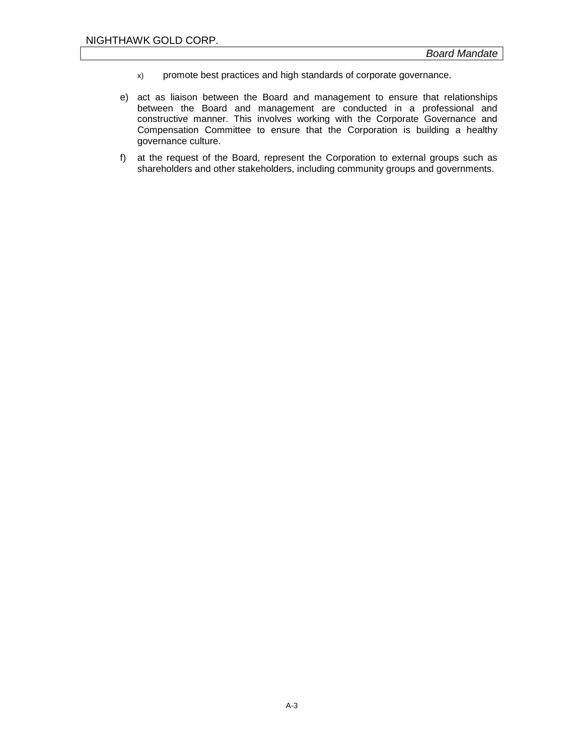x) promote best practices and high standards of corporate governance.

e) act as liaison between the Board and management to ensure that relationships between the Board and management are conducted in a professional and constructive manner. This involves working with the Corporate Governance and Compensation Committee to ensure that the Corporation is building a healthy governance culture.

f) at the request of the Board, represent the Corporation to external groups such as shareholders and other stakeholders, including community groups and governments.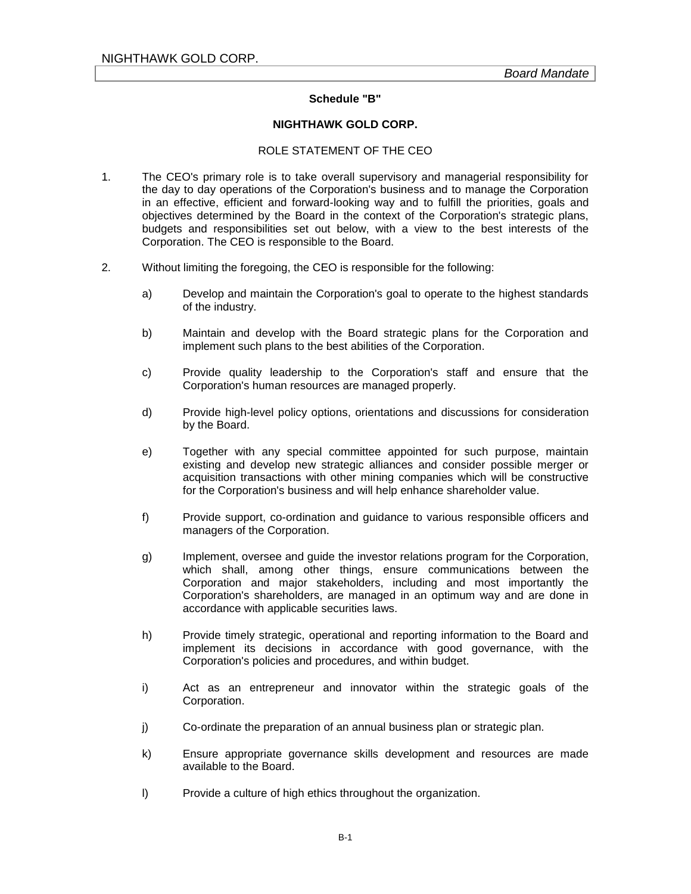**Schedule "B"**

**NIGHTHAWK GOLD CORP.**

ROLE STATEMENT OF THE CEO

1. The CEO's primary role is to take overall supervisory and managerial responsibility for the day to day operations of the Corporation's business and to manage the Corporation in an effective, efficient and forward-looking way and to fulfill the priorities, goals and objectives determined by the Board in the context of the Corporation's strategic plans, budgets and responsibilities set out below, with a view to the best interests of the Corporation. The CEO is responsible to the Board.

2. Without limiting the foregoing, the CEO is responsible for the following:

   a) Develop and maintain the Corporation's goal to operate to the highest standards of the industry.

   b) Maintain and develop with the Board strategic plans for the Corporation and implement such plans to the best abilities of the Corporation.

   c) Provide quality leadership to the Corporation's staff and ensure that the Corporation's human resources are managed properly.

   d) Provide high-level policy options, orientations and discussions for consideration by the Board.

   e) Together with any special committee appointed for such purpose, maintain existing and develop new strategic alliances and consider possible merger or acquisition transactions with other mining companies which will be constructive for the Corporation's business and will help enhance shareholder value.

   f) Provide support, co-ordination and guidance to various responsible officers and managers of the Corporation.

   g) Implement, oversee and guide the investor relations program for the Corporation, which shall, among other things, ensure communications between the Corporation and major stakeholders, including and most importantly the Corporation's shareholders, are managed in an optimum way and are done in accordance with applicable securities laws.

   h) Provide timely strategic, operational and reporting information to the Board and implement its decisions in accordance with good governance, with the Corporation's policies and procedures, and within budget.

   i) Act as an entrepreneur and innovator within the strategic goals of the Corporation.

   j) Co-ordinate the preparation of an annual business plan or strategic plan.

   k) Ensure appropriate governance skills development and resources are made available to the Board.

   l) Provide a culture of high ethics throughout the organization.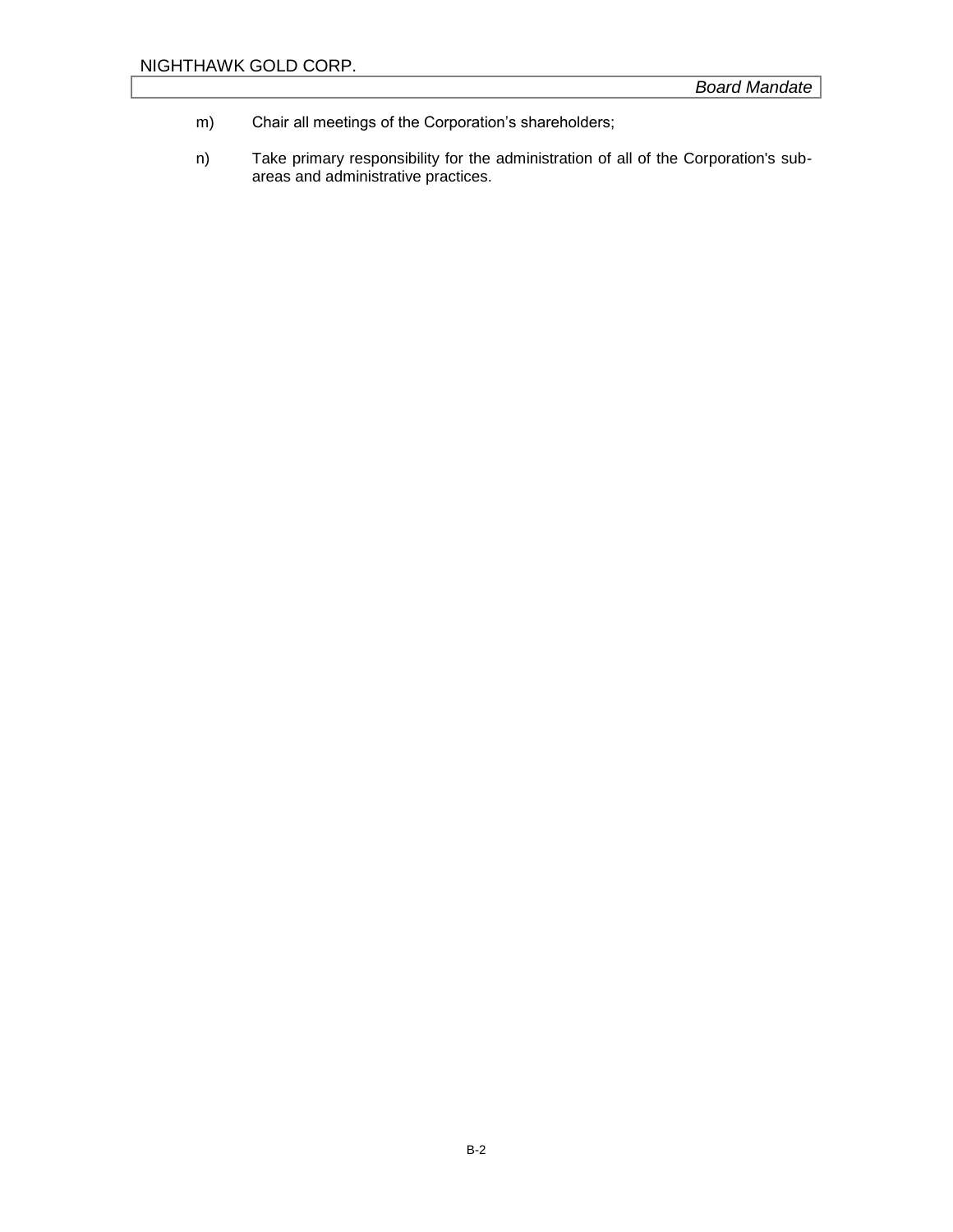m) Chair all meetings of the Corporation’s shareholders;

n) Take primary responsibility for the administration of all of the Corporation's sub-areas and administrative practices.